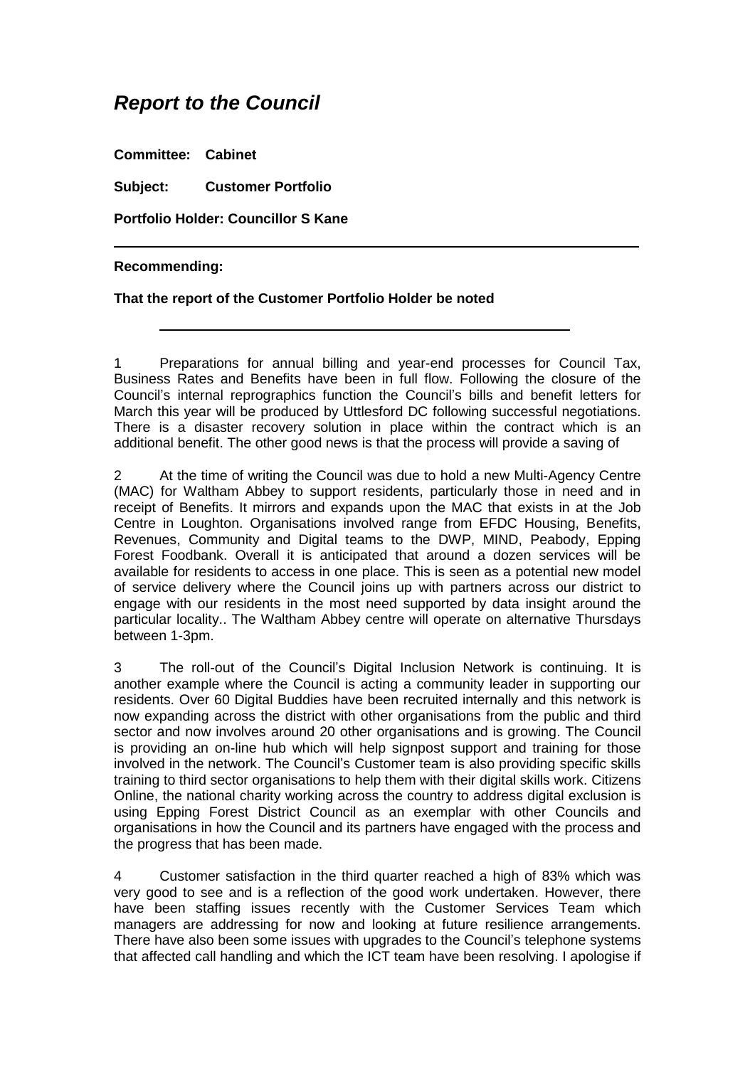# *Report to the Council*

**Committee: Cabinet**

**Subject: Customer Portfolio**

**Portfolio Holder: Councillor S Kane**

---

**Recommending:**

**That the report of the Customer Portfolio Holder be noted**

---

1 Preparations for annual billing and year-end processes for Council Tax, Business Rates and Benefits have been in full flow. Following the closure of the Council's internal reprographics function the Council's bills and benefit letters for March this year will be produced by Uttlesford DC following successful negotiations. There is a disaster recovery solution in place within the contract which is an additional benefit. The other good news is that the process will provide a saving of

2 At the time of writing the Council was due to hold a new Multi-Agency Centre (MAC) for Waltham Abbey to support residents, particularly those in need and in receipt of Benefits. It mirrors and expands upon the MAC that exists in at the Job Centre in Loughton. Organisations involved range from EFDC Housing, Benefits, Revenues, Community and Digital teams to the DWP, MIND, Peabody, Epping Forest Foodbank. Overall it is anticipated that around a dozen services will be available for residents to access in one place. This is seen as a potential new model of service delivery where the Council joins up with partners across our district to engage with our residents in the most need supported by data insight around the particular locality.. The Waltham Abbey centre will operate on alternative Thursdays between 1-3pm.

3 The roll-out of the Council's Digital Inclusion Network is continuing. It is another example where the Council is acting a community leader in supporting our residents. Over 60 Digital Buddies have been recruited internally and this network is now expanding across the district with other organisations from the public and third sector and now involves around 20 other organisations and is growing. The Council is providing an on-line hub which will help signpost support and training for those involved in the network. The Council's Customer team is also providing specific skills training to third sector organisations to help them with their digital skills work. Citizens Online, the national charity working across the country to address digital exclusion is using Epping Forest District Council as an exemplar with other Councils and organisations in how the Council and its partners have engaged with the process and the progress that has been made.

4 Customer satisfaction in the third quarter reached a high of 83% which was very good to see and is a reflection of the good work undertaken. However, there have been staffing issues recently with the Customer Services Team which managers are addressing for now and looking at future resilience arrangements. There have also been some issues with upgrades to the Council's telephone systems that affected call handling and which the ICT team have been resolving. I apologise if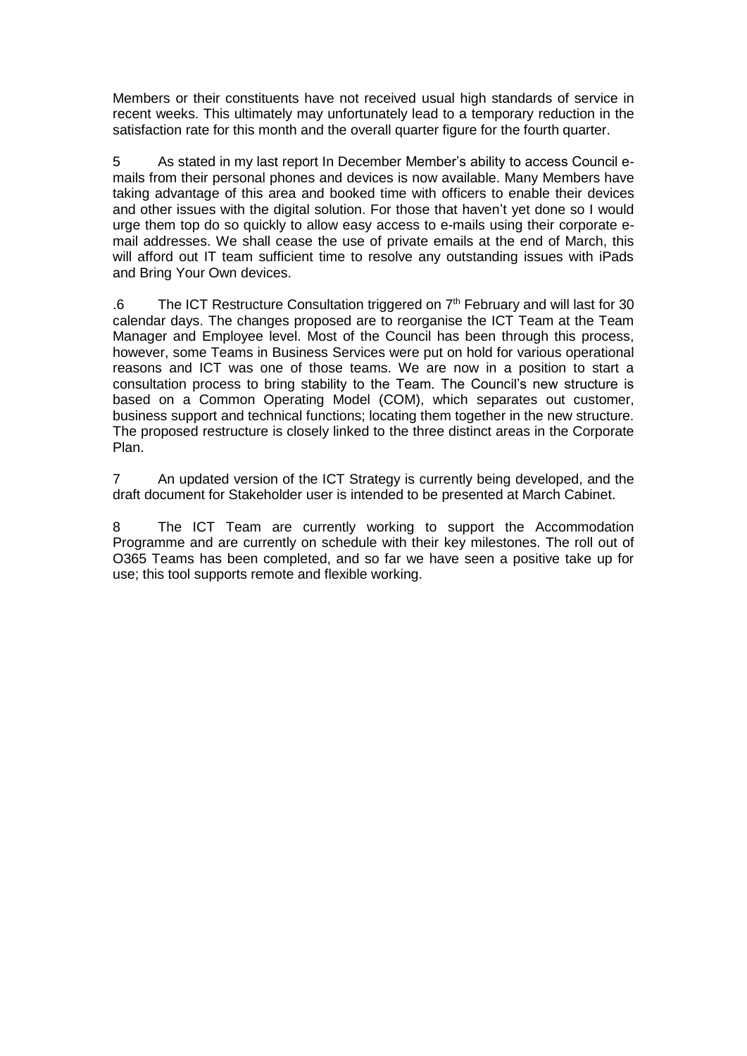Members or their constituents have not received usual high standards of service in recent weeks. This ultimately may unfortunately lead to a temporary reduction in the satisfaction rate for this month and the overall quarter figure for the fourth quarter.

5 As stated in my last report In December Member's ability to access Council e-mails from their personal phones and devices is now available. Many Members have taking advantage of this area and booked time with officers to enable their devices and other issues with the digital solution. For those that haven't yet done so I would urge them top do so quickly to allow easy access to e-mails using their corporate e-mail addresses. We shall cease the use of private emails at the end of March, this will afford out IT team sufficient time to resolve any outstanding issues with iPads and Bring Your Own devices.

.6 The ICT Restructure Consultation triggered on 7th February and will last for 30 calendar days. The changes proposed are to reorganise the ICT Team at the Team Manager and Employee level. Most of the Council has been through this process, however, some Teams in Business Services were put on hold for various operational reasons and ICT was one of those teams. We are now in a position to start a consultation process to bring stability to the Team. The Council's new structure is based on a Common Operating Model (COM), which separates out customer, business support and technical functions; locating them together in the new structure. The proposed restructure is closely linked to the three distinct areas in the Corporate Plan.

7 An updated version of the ICT Strategy is currently being developed, and the draft document for Stakeholder user is intended to be presented at March Cabinet.

8 The ICT Team are currently working to support the Accommodation Programme and are currently on schedule with their key milestones. The roll out of O365 Teams has been completed, and so far we have seen a positive take up for use; this tool supports remote and flexible working.